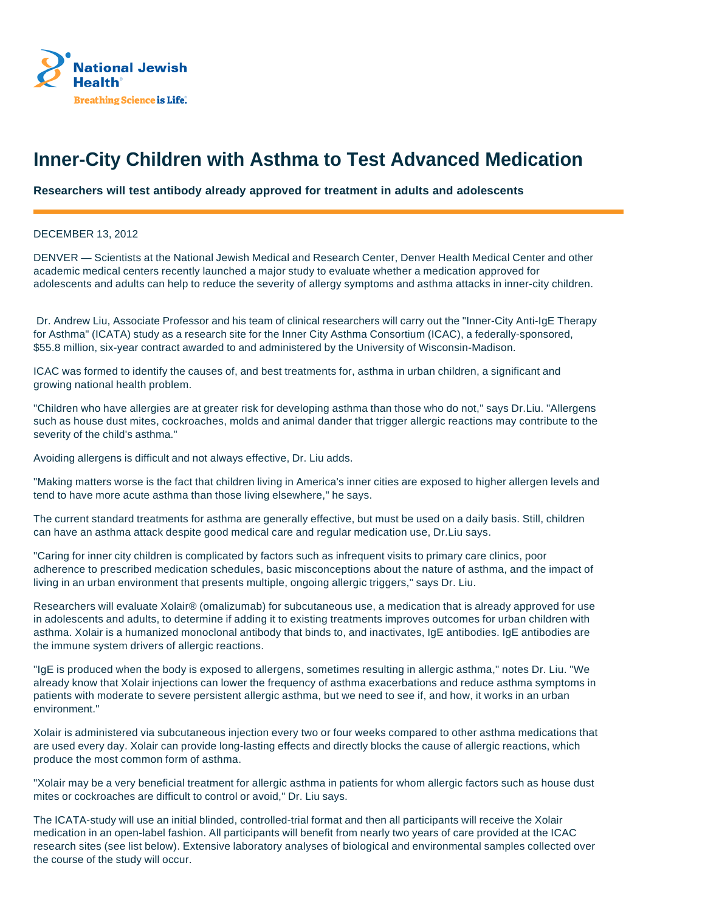National Jewish Health®

Breathing Science is Life.®

# Inner-City Children with Asthma to Test Advanced Medication

**Researchers will test antibody already approved for treatment in adults and adolescents**

DECEMBER 13, 2012

DENVER — Scientists at the National Jewish Medical and Research Center, Denver Health Medical Center and other academic medical centers recently launched a major study to evaluate whether a medication approved for adolescents and adults can help to reduce the severity of allergy symptoms and asthma attacks in inner-city children.

Dr. Andrew Liu, Associate Professor and his team of clinical researchers will carry out the "Inner-City Anti-IgE Therapy for Asthma" (ICATA) study as a research site for the Inner City Asthma Consortium (ICAC), a federally-sponsored, $55.8 million, six-year contract awarded to and administered by the University of Wisconsin-Madison.

ICAC was formed to identify the causes of, and best treatments for, asthma in urban children, a significant and growing national health problem.

"Children who have allergies are at greater risk for developing asthma than those who do not," says Dr.Liu. "Allergens such as house dust mites, cockroaches, molds and animal dander that trigger allergic reactions may contribute to the severity of the child's asthma."

Avoiding allergens is difficult and not always effective, Dr. Liu adds.

"Making matters worse is the fact that children living in America's inner cities are exposed to higher allergen levels and tend to have more acute asthma than those living elsewhere," he says.

The current standard treatments for asthma are generally effective, but must be used on a daily basis. Still, children can have an asthma attack despite good medical care and regular medication use, Dr.Liu says.

"Caring for inner city children is complicated by factors such as infrequent visits to primary care clinics, poor adherence to prescribed medication schedules, basic misconceptions about the nature of asthma, and the impact of living in an urban environment that presents multiple, ongoing allergic triggers," says Dr. Liu.

Researchers will evaluate Xolair® (omalizumab) for subcutaneous use, a medication that is already approved for use in adolescents and adults, to determine if adding it to existing treatments improves outcomes for urban children with asthma. Xolair is a humanized monoclonal antibody that binds to, and inactivates, IgE antibodies. IgE antibodies are the immune system drivers of allergic reactions.

"IgE is produced when the body is exposed to allergens, sometimes resulting in allergic asthma," notes Dr. Liu. "We already know that Xolair injections can lower the frequency of asthma exacerbations and reduce asthma symptoms in patients with moderate to severe persistent allergic asthma, but we need to see if, and how, it works in an urban environment."

Xolair is administered via subcutaneous injection every two or four weeks compared to other asthma medications that are used every day. Xolair can provide long-lasting effects and directly blocks the cause of allergic reactions, which produce the most common form of asthma.

"Xolair may be a very beneficial treatment for allergic asthma in patients for whom allergic factors such as house dust mites or cockroaches are difficult to control or avoid," Dr. Liu says.

The ICATA-study will use an initial blinded, controlled-trial format and then all participants will receive the Xolair medication in an open-label fashion. All participants will benefit from nearly two years of care provided at the ICAC research sites (see list below). Extensive laboratory analyses of biological and environmental samples collected over the course of the study will occur.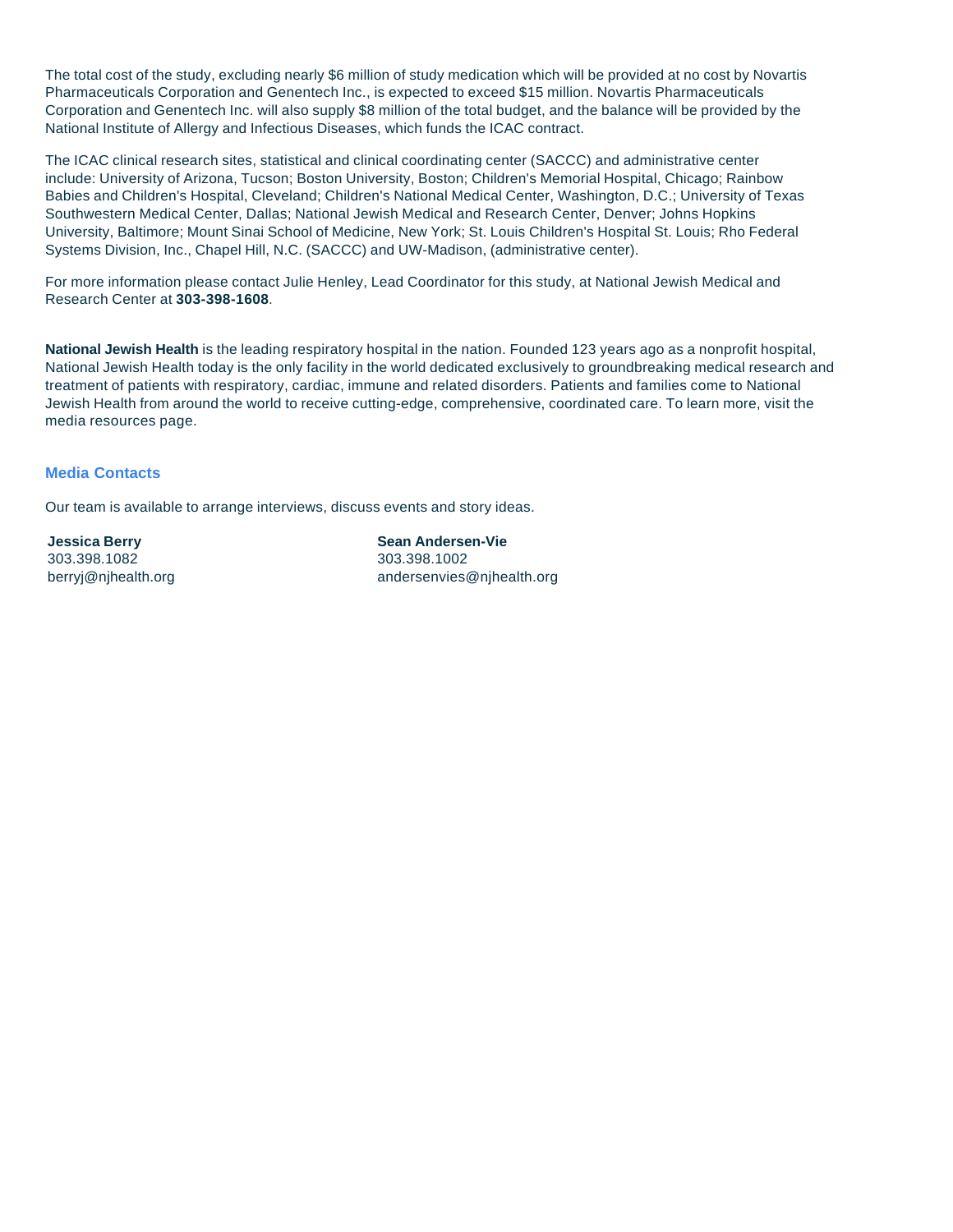The total cost of the study, excluding nearly $6 million of study medication which will be provided at no cost by Novartis Pharmaceuticals Corporation and Genentech Inc., is expected to exceed $15 million. Novartis Pharmaceuticals Corporation and Genentech Inc. will also supply $8 million of the total budget, and the balance will be provided by the National Institute of Allergy and Infectious Diseases, which funds the ICAC contract.

The ICAC clinical research sites, statistical and clinical coordinating center (SACCC) and administrative center include: University of Arizona, Tucson; Boston University, Boston; Children's Memorial Hospital, Chicago; Rainbow Babies and Children's Hospital, Cleveland; Children's National Medical Center, Washington, D.C.; University of Texas Southwestern Medical Center, Dallas; National Jewish Medical and Research Center, Denver; Johns Hopkins University, Baltimore; Mount Sinai School of Medicine, New York; St. Louis Children's Hospital St. Louis; Rho Federal Systems Division, Inc., Chapel Hill, N.C. (SACCC) and UW-Madison, (administrative center).

For more information please contact Julie Henley, Lead Coordinator for this study, at National Jewish Medical and Research Center at **303-398-1608**.

**National Jewish Health** is the leading respiratory hospital in the nation. Founded 123 years ago as a nonprofit hospital, National Jewish Health today is the only facility in the world dedicated exclusively to groundbreaking medical research and treatment of patients with respiratory, cardiac, immune and related disorders. Patients and families come to National Jewish Health from around the world to receive cutting-edge, comprehensive, coordinated care. To learn more, visit the media resources page.

### Media Contacts

Our team is available to arrange interviews, discuss events and story ideas.

**Jessica Berry**
303.398.1082
berryj@njhealth.org

**Sean Andersen-Vie**
303.398.1002
andersenvies@njhealth.org